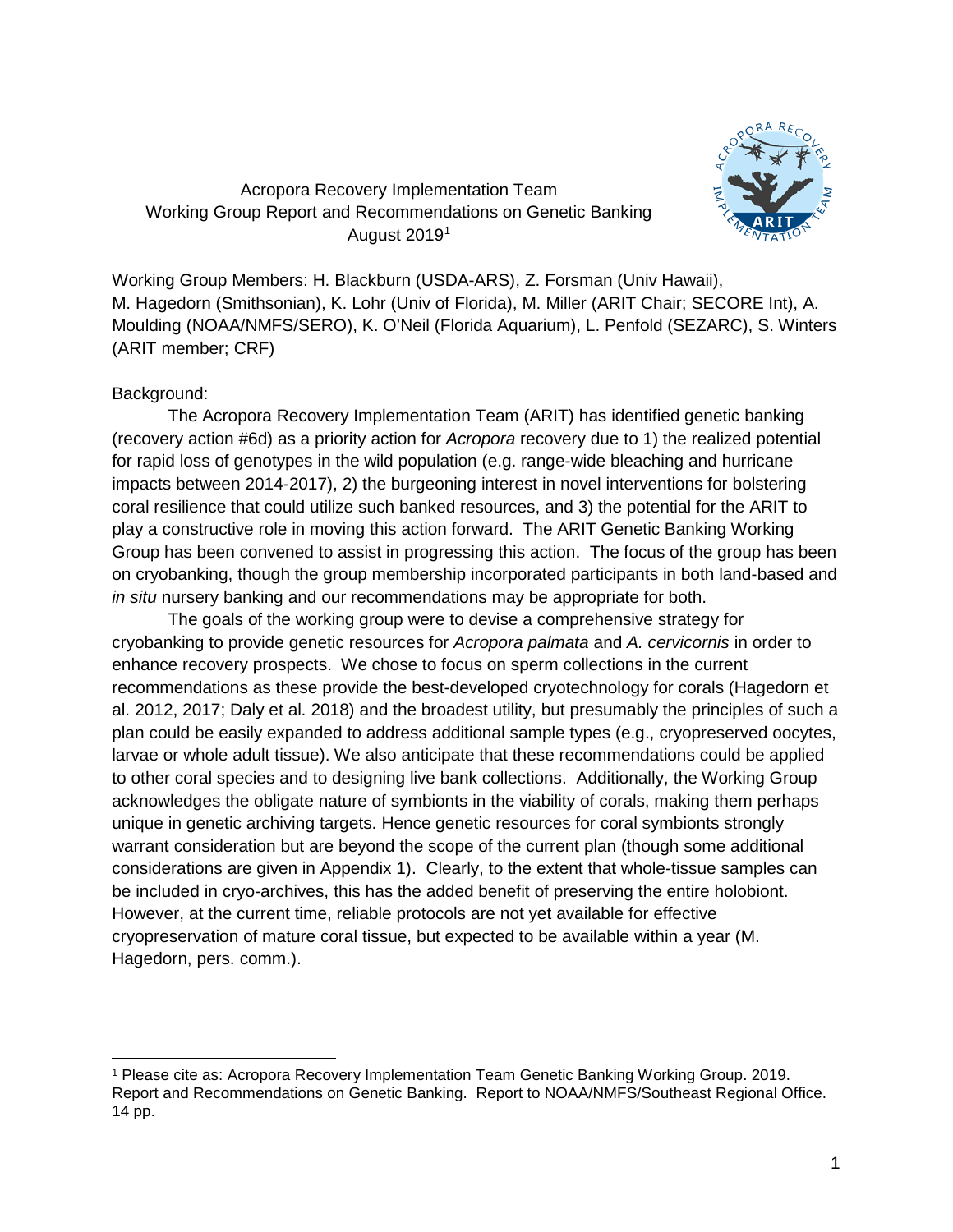# Acropora Recovery Implementation Team Working Group Report and Recommendations on Genetic Banking August 2019[1]

Working Group Members: H. Blackburn (USDA-ARS), Z. Forsman (Univ Hawaii), M. Hagedorn (Smithsonian), K. Lohr (Univ of Florida), M. Miller (ARIT Chair; SECORE Int), A. Moulding (NOAA/NMFS/SERO), K. O'Neil (Florida Aquarium), L. Penfold (SEZARC), S. Winters (ARIT member; CRF)

## Background:

The Acropora Recovery Implementation Team (ARIT) has identified genetic banking (recovery action #6d) as a priority action for *Acropora* recovery due to 1) the realized potential for rapid loss of genotypes in the wild population (e.g. range-wide bleaching and hurricane impacts between 2014-2017), 2) the burgeoning interest in novel interventions for bolstering coral resilience that could utilize such banked resources, and 3) the potential for the ARIT to play a constructive role in moving this action forward. The ARIT Genetic Banking Working Group has been convened to assist in progressing this action. The focus of the group has been on cryobanking, though the group membership incorporated participants in both land-based and *in situ* nursery banking and our recommendations may be appropriate for both.

The goals of the working group were to devise a comprehensive strategy for cryobanking to provide genetic resources for *Acropora palmata* and *A. cervicornis* in order to enhance recovery prospects. We chose to focus on sperm collections in the current recommendations as these provide the best-developed cryotechnology for corals (Hagedorn et al. 2012, 2017; Daly et al. 2018) and the broadest utility, but presumably the principles of such a plan could be easily expanded to address additional sample types (e.g., cryopreserved oocytes, larvae or whole adult tissue). We also anticipate that these recommendations could be applied to other coral species and to designing live bank collections. Additionally, the Working Group acknowledges the obligate nature of symbionts in the viability of corals, making them perhaps unique in genetic archiving targets. Hence genetic resources for coral symbionts strongly warrant consideration but are beyond the scope of the current plan (though some additional considerations are given in Appendix 1). Clearly, to the extent that whole-tissue samples can be included in cryo-archives, this has the added benefit of preserving the entire holobiont. However, at the current time, reliable protocols are not yet available for effective cryopreservation of mature coral tissue, but expected to be available within a year (M. Hagedorn, pers. comm.).

---

[1] Please cite as: Acropora Recovery Implementation Team Genetic Banking Working Group. 2019. Report and Recommendations on Genetic Banking. Report to NOAA/NMFS/Southeast Regional Office. 14 pp.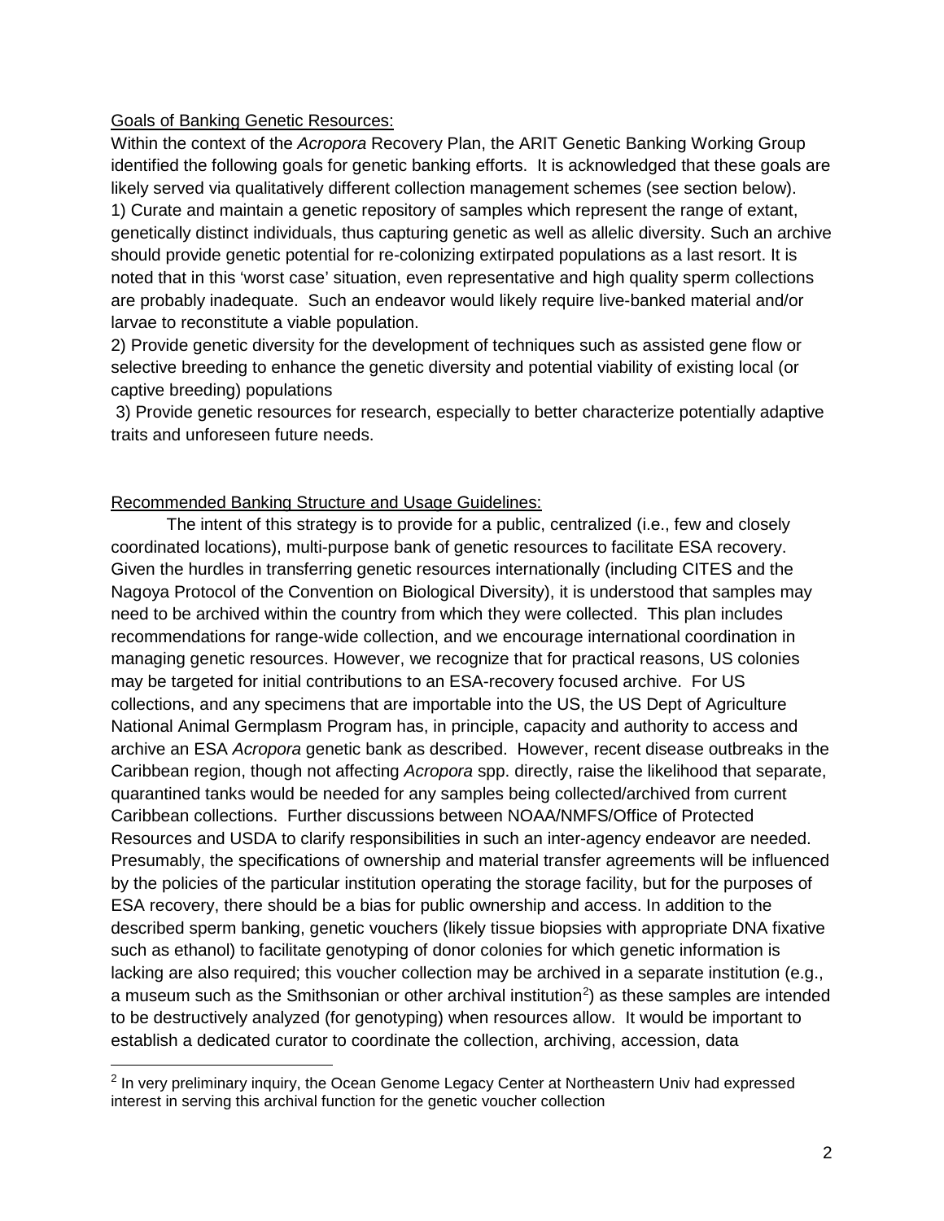Goals of Banking Genetic Resources:

Within the context of the *Acropora* Recovery Plan, the ARIT Genetic Banking Working Group identified the following goals for genetic banking efforts. It is acknowledged that these goals are likely served via qualitatively different collection management schemes (see section below).

1) Curate and maintain a genetic repository of samples which represent the range of extant, genetically distinct individuals, thus capturing genetic as well as allelic diversity. Such an archive should provide genetic potential for re-colonizing extirpated populations as a last resort. It is noted that in this 'worst case' situation, even representative and high quality sperm collections are probably inadequate. Such an endeavor would likely require live-banked material and/or larvae to reconstitute a viable population.

2) Provide genetic diversity for the development of techniques such as assisted gene flow or selective breeding to enhance the genetic diversity and potential viability of existing local (or captive breeding) populations

3) Provide genetic resources for research, especially to better characterize potentially adaptive traits and unforeseen future needs.

Recommended Banking Structure and Usage Guidelines:

The intent of this strategy is to provide for a public, centralized (i.e., few and closely coordinated locations), multi-purpose bank of genetic resources to facilitate ESA recovery. Given the hurdles in transferring genetic resources internationally (including CITES and the Nagoya Protocol of the Convention on Biological Diversity), it is understood that samples may need to be archived within the country from which they were collected. This plan includes recommendations for range-wide collection, and we encourage international coordination in managing genetic resources. However, we recognize that for practical reasons, US colonies may be targeted for initial contributions to an ESA-recovery focused archive. For US collections, and any specimens that are importable into the US, the US Dept of Agriculture National Animal Germplasm Program has, in principle, capacity and authority to access and archive an ESA *Acropora* genetic bank as described. However, recent disease outbreaks in the Caribbean region, though not affecting *Acropora* spp. directly, raise the likelihood that separate, quarantined tanks would be needed for any samples being collected/archived from current Caribbean collections. Further discussions between NOAA/NMFS/Office of Protected Resources and USDA to clarify responsibilities in such an inter-agency endeavor are needed. Presumably, the specifications of ownership and material transfer agreements will be influenced by the policies of the particular institution operating the storage facility, but for the purposes of ESA recovery, there should be a bias for public ownership and access. In addition to the described sperm banking, genetic vouchers (likely tissue biopsies with appropriate DNA fixative such as ethanol) to facilitate genotyping of donor colonies for which genetic information is lacking are also required; this voucher collection may be archived in a separate institution (e.g., a museum such as the Smithsonian or other archival institution[2]) as these samples are intended to be destructively analyzed (for genotyping) when resources allow. It would be important to establish a dedicated curator to coordinate the collection, archiving, accession, data

[2] In very preliminary inquiry, the Ocean Genome Legacy Center at Northeastern Univ had expressed interest in serving this archival function for the genetic voucher collection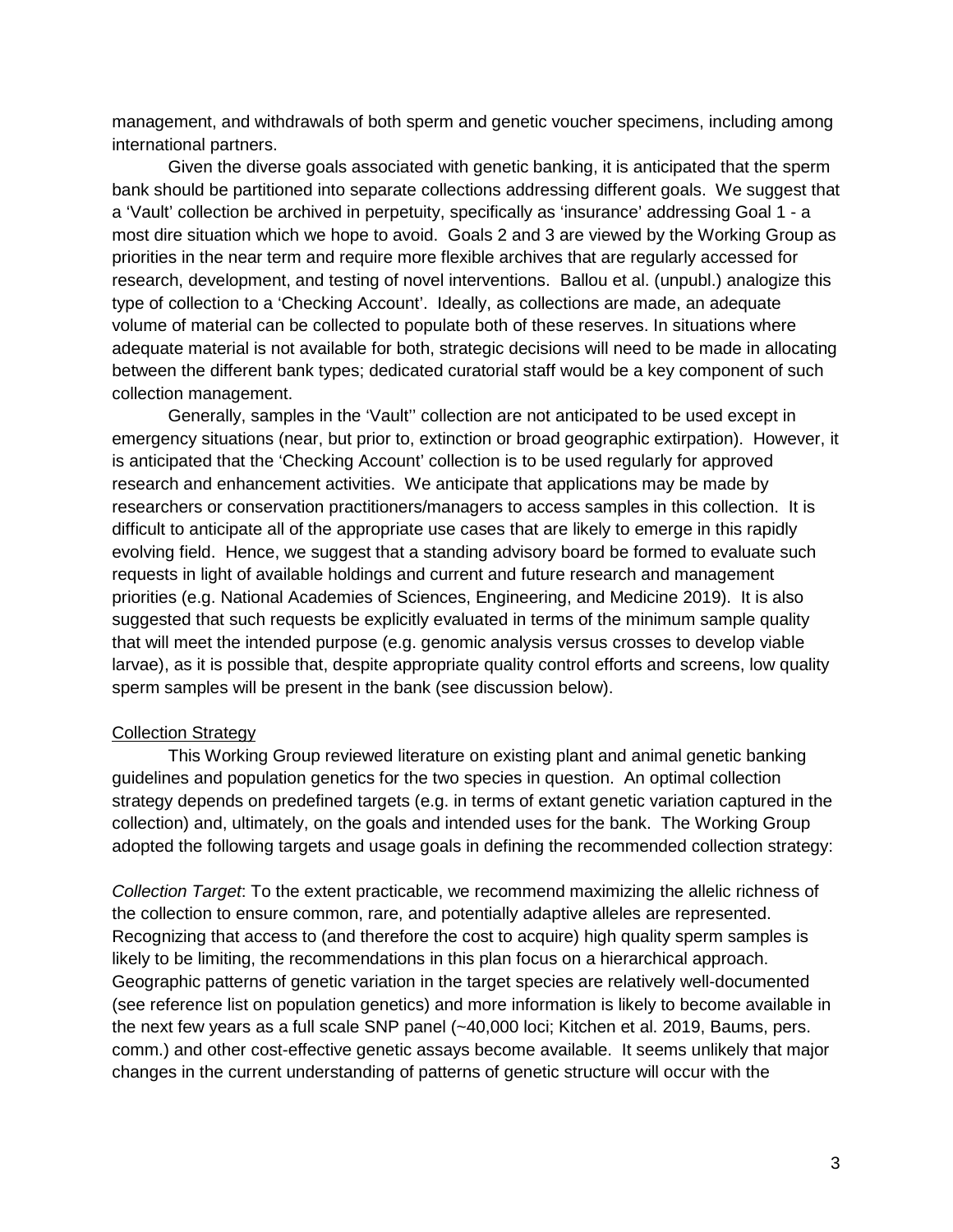management, and withdrawals of both sperm and genetic voucher specimens, including among international partners.

Given the diverse goals associated with genetic banking, it is anticipated that the sperm bank should be partitioned into separate collections addressing different goals. We suggest that a 'Vault' collection be archived in perpetuity, specifically as 'insurance' addressing Goal 1 - a most dire situation which we hope to avoid. Goals 2 and 3 are viewed by the Working Group as priorities in the near term and require more flexible archives that are regularly accessed for research, development, and testing of novel interventions. Ballou et al. (unpubl.) analogize this type of collection to a 'Checking Account'. Ideally, as collections are made, an adequate volume of material can be collected to populate both of these reserves. In situations where adequate material is not available for both, strategic decisions will need to be made in allocating between the different bank types; dedicated curatorial staff would be a key component of such collection management.

Generally, samples in the 'Vault'' collection are not anticipated to be used except in emergency situations (near, but prior to, extinction or broad geographic extirpation). However, it is anticipated that the 'Checking Account' collection is to be used regularly for approved research and enhancement activities. We anticipate that applications may be made by researchers or conservation practitioners/managers to access samples in this collection. It is difficult to anticipate all of the appropriate use cases that are likely to emerge in this rapidly evolving field. Hence, we suggest that a standing advisory board be formed to evaluate such requests in light of available holdings and current and future research and management priorities (e.g. National Academies of Sciences, Engineering, and Medicine 2019). It is also suggested that such requests be explicitly evaluated in terms of the minimum sample quality that will meet the intended purpose (e.g. genomic analysis versus crosses to develop viable larvae), as it is possible that, despite appropriate quality control efforts and screens, low quality sperm samples will be present in the bank (see discussion below).

<u>Collection Strategy</u>

This Working Group reviewed literature on existing plant and animal genetic banking guidelines and population genetics for the two species in question. An optimal collection strategy depends on predefined targets (e.g. in terms of extant genetic variation captured in the collection) and, ultimately, on the goals and intended uses for the bank. The Working Group adopted the following targets and usage goals in defining the recommended collection strategy:

*Collection Target*: To the extent practicable, we recommend maximizing the allelic richness of the collection to ensure common, rare, and potentially adaptive alleles are represented. Recognizing that access to (and therefore the cost to acquire) high quality sperm samples is likely to be limiting, the recommendations in this plan focus on a hierarchical approach. Geographic patterns of genetic variation in the target species are relatively well-documented (see reference list on population genetics) and more information is likely to become available in the next few years as a full scale SNP panel (~40,000 loci; Kitchen et al. 2019, Baums, pers. comm.) and other cost-effective genetic assays become available. It seems unlikely that major changes in the current understanding of patterns of genetic structure will occur with the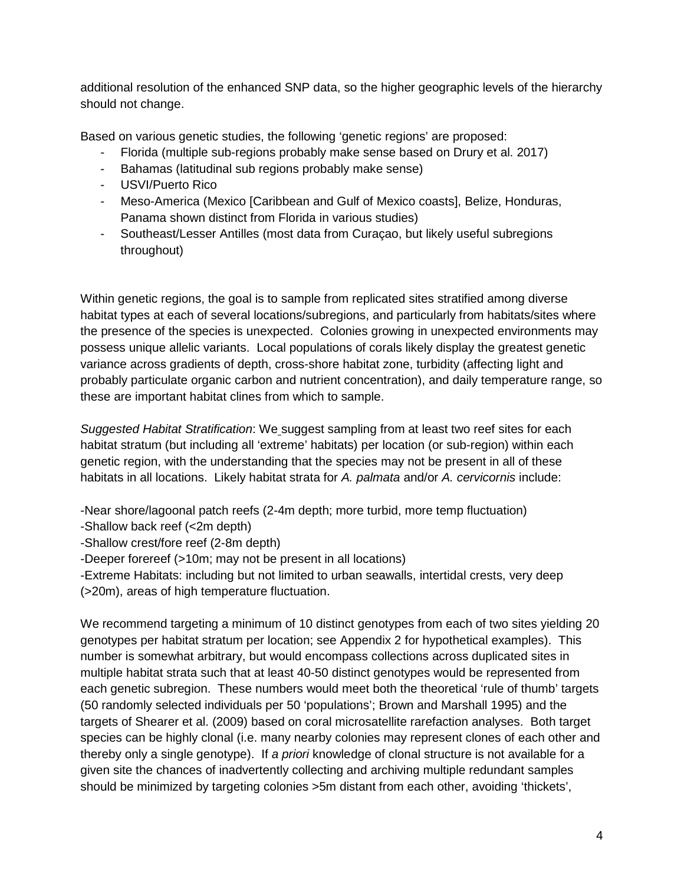additional resolution of the enhanced SNP data, so the higher geographic levels of the hierarchy should not change.

Based on various genetic studies, the following 'genetic regions' are proposed:

- Florida (multiple sub-regions probably make sense based on Drury et al. 2017)
- Bahamas (latitudinal sub regions probably make sense)
- USVI/Puerto Rico
- Meso-America (Mexico [Caribbean and Gulf of Mexico coasts], Belize, Honduras, Panama shown distinct from Florida in various studies)
- Southeast/Lesser Antilles (most data from Curaçao, but likely useful subregions throughout)

Within genetic regions, the goal is to sample from replicated sites stratified among diverse habitat types at each of several locations/subregions, and particularly from habitats/sites where the presence of the species is unexpected. Colonies growing in unexpected environments may possess unique allelic variants. Local populations of corals likely display the greatest genetic variance across gradients of depth, cross-shore habitat zone, turbidity (affecting light and probably particulate organic carbon and nutrient concentration), and daily temperature range, so these are important habitat clines from which to sample.

*Suggested Habitat Stratification*: We suggest sampling from at least two reef sites for each habitat stratum (but including all 'extreme' habitats) per location (or sub-region) within each genetic region, with the understanding that the species may not be present in all of these habitats in all locations. Likely habitat strata for *A. palmata* and/or *A. cervicornis* include:

-Near shore/lagoonal patch reefs (2-4m depth; more turbid, more temp fluctuation)
-Shallow back reef (<2m depth)
-Shallow crest/fore reef (2-8m depth)
-Deeper forereef (>10m; may not be present in all locations)
-Extreme Habitats: including but not limited to urban seawalls, intertidal crests, very deep (>20m), areas of high temperature fluctuation.

We recommend targeting a minimum of 10 distinct genotypes from each of two sites yielding 20 genotypes per habitat stratum per location; see Appendix 2 for hypothetical examples). This number is somewhat arbitrary, but would encompass collections across duplicated sites in multiple habitat strata such that at least 40-50 distinct genotypes would be represented from each genetic subregion. These numbers would meet both the theoretical 'rule of thumb' targets (50 randomly selected individuals per 50 'populations'; Brown and Marshall 1995) and the targets of Shearer et al. (2009) based on coral microsatellite rarefaction analyses. Both target species can be highly clonal (i.e. many nearby colonies may represent clones of each other and thereby only a single genotype). If *a priori* knowledge of clonal structure is not available for a given site the chances of inadvertently collecting and archiving multiple redundant samples should be minimized by targeting colonies >5m distant from each other, avoiding 'thickets',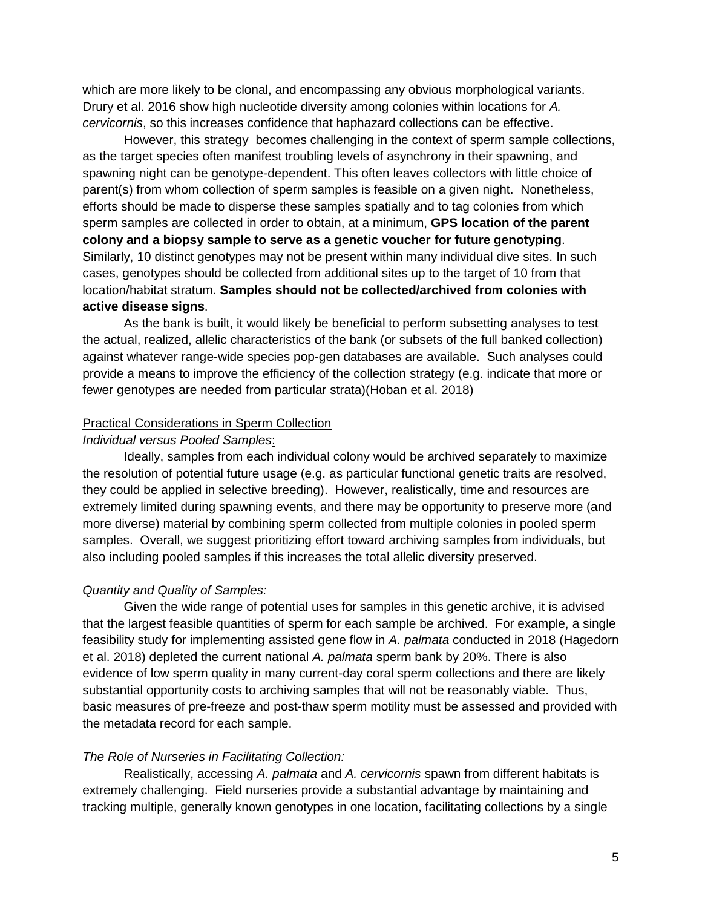which are more likely to be clonal, and encompassing any obvious morphological variants. Drury et al. 2016 show high nucleotide diversity among colonies within locations for *A. cervicornis*, so this increases confidence that haphazard collections can be effective.

However, this strategy becomes challenging in the context of sperm sample collections, as the target species often manifest troubling levels of asynchrony in their spawning, and spawning night can be genotype-dependent. This often leaves collectors with little choice of parent(s) from whom collection of sperm samples is feasible on a given night. Nonetheless, efforts should be made to disperse these samples spatially and to tag colonies from which sperm samples are collected in order to obtain, at a minimum, **GPS location of the parent colony and a biopsy sample to serve as a genetic voucher for future genotyping**. Similarly, 10 distinct genotypes may not be present within many individual dive sites. In such cases, genotypes should be collected from additional sites up to the target of 10 from that location/habitat stratum. **Samples should not be collected/archived from colonies with active disease signs**.

As the bank is built, it would likely be beneficial to perform subsetting analyses to test the actual, realized, allelic characteristics of the bank (or subsets of the full banked collection) against whatever range-wide species pop-gen databases are available. Such analyses could provide a means to improve the efficiency of the collection strategy (e.g. indicate that more or fewer genotypes are needed from particular strata)(Hoban et al. 2018)

<u>Practical Considerations in Sperm Collection</u>

*Individual versus Pooled Samples*:

Ideally, samples from each individual colony would be archived separately to maximize the resolution of potential future usage (e.g. as particular functional genetic traits are resolved, they could be applied in selective breeding). However, realistically, time and resources are extremely limited during spawning events, and there may be opportunity to preserve more (and more diverse) material by combining sperm collected from multiple colonies in pooled sperm samples. Overall, we suggest prioritizing effort toward archiving samples from individuals, but also including pooled samples if this increases the total allelic diversity preserved.

*Quantity and Quality of Samples:*

Given the wide range of potential uses for samples in this genetic archive, it is advised that the largest feasible quantities of sperm for each sample be archived. For example, a single feasibility study for implementing assisted gene flow in *A. palmata* conducted in 2018 (Hagedorn et al. 2018) depleted the current national *A. palmata* sperm bank by 20%. There is also evidence of low sperm quality in many current-day coral sperm collections and there are likely substantial opportunity costs to archiving samples that will not be reasonably viable. Thus, basic measures of pre-freeze and post-thaw sperm motility must be assessed and provided with the metadata record for each sample.

*The Role of Nurseries in Facilitating Collection:*

Realistically, accessing *A. palmata* and *A. cervicornis* spawn from different habitats is extremely challenging. Field nurseries provide a substantial advantage by maintaining and tracking multiple, generally known genotypes in one location, facilitating collections by a single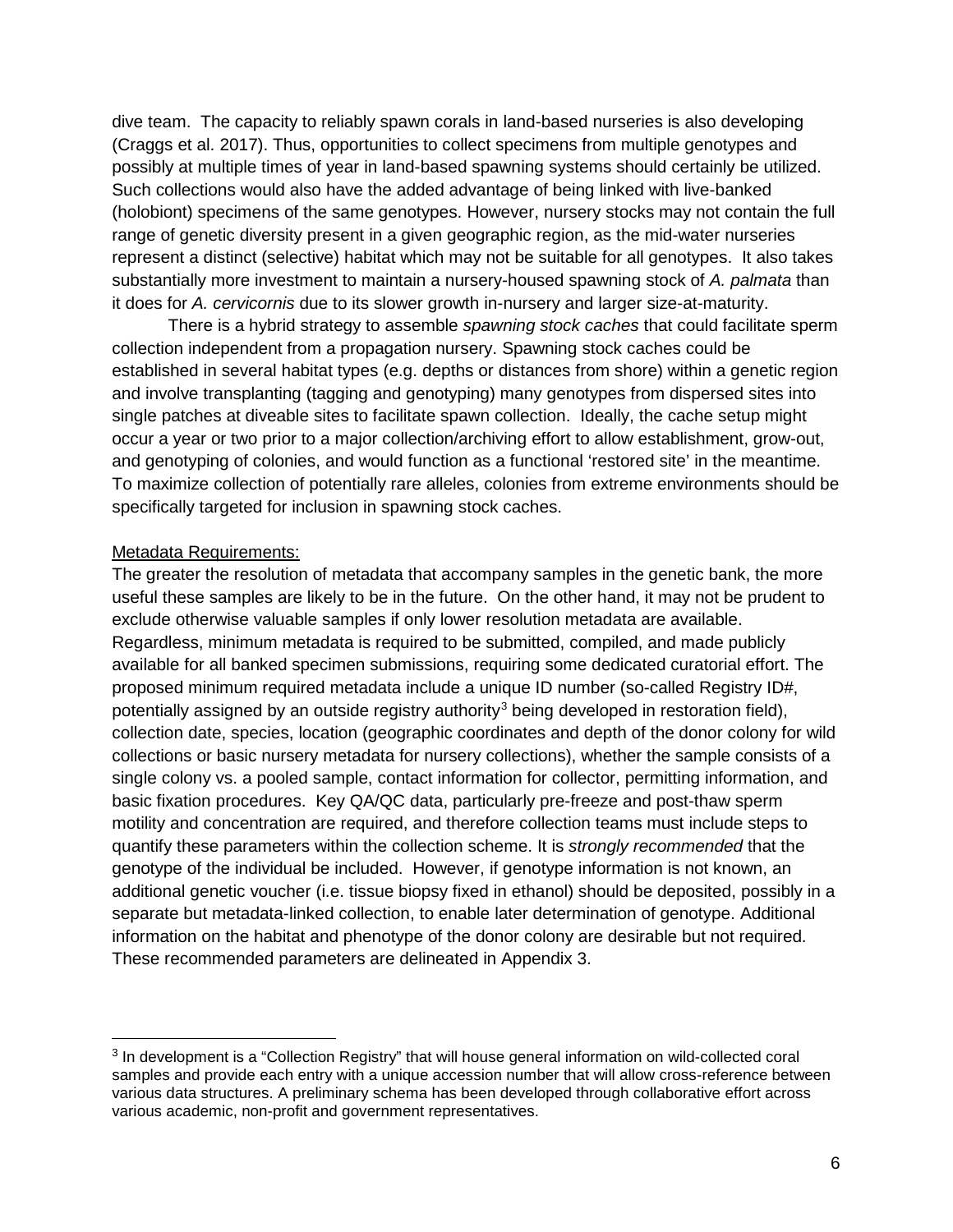dive team. The capacity to reliably spawn corals in land-based nurseries is also developing (Craggs et al. 2017). Thus, opportunities to collect specimens from multiple genotypes and possibly at multiple times of year in land-based spawning systems should certainly be utilized. Such collections would also have the added advantage of being linked with live-banked (holobiont) specimens of the same genotypes. However, nursery stocks may not contain the full range of genetic diversity present in a given geographic region, as the mid-water nurseries represent a distinct (selective) habitat which may not be suitable for all genotypes. It also takes substantially more investment to maintain a nursery-housed spawning stock of *A. palmata* than it does for *A. cervicornis* due to its slower growth in-nursery and larger size-at-maturity.

There is a hybrid strategy to assemble *spawning stock caches* that could facilitate sperm collection independent from a propagation nursery. Spawning stock caches could be established in several habitat types (e.g. depths or distances from shore) within a genetic region and involve transplanting (tagging and genotyping) many genotypes from dispersed sites into single patches at diveable sites to facilitate spawn collection. Ideally, the cache setup might occur a year or two prior to a major collection/archiving effort to allow establishment, grow-out, and genotyping of colonies, and would function as a functional 'restored site' in the meantime. To maximize collection of potentially rare alleles, colonies from extreme environments should be specifically targeted for inclusion in spawning stock caches.

Metadata Requirements:

The greater the resolution of metadata that accompany samples in the genetic bank, the more useful these samples are likely to be in the future. On the other hand, it may not be prudent to exclude otherwise valuable samples if only lower resolution metadata are available. Regardless, minimum metadata is required to be submitted, compiled, and made publicly available for all banked specimen submissions, requiring some dedicated curatorial effort. The proposed minimum required metadata include a unique ID number (so-called Registry ID#, potentially assigned by an outside registry authority[3] being developed in restoration field), collection date, species, location (geographic coordinates and depth of the donor colony for wild collections or basic nursery metadata for nursery collections), whether the sample consists of a single colony vs. a pooled sample, contact information for collector, permitting information, and basic fixation procedures. Key QA/QC data, particularly pre-freeze and post-thaw sperm motility and concentration are required, and therefore collection teams must include steps to quantify these parameters within the collection scheme. It is *strongly recommended* that the genotype of the individual be included. However, if genotype information is not known, an additional genetic voucher (i.e. tissue biopsy fixed in ethanol) should be deposited, possibly in a separate but metadata-linked collection, to enable later determination of genotype. Additional information on the habitat and phenotype of the donor colony are desirable but not required. These recommended parameters are delineated in Appendix 3.

[3] In development is a "Collection Registry" that will house general information on wild-collected coral samples and provide each entry with a unique accession number that will allow cross-reference between various data structures. A preliminary schema has been developed through collaborative effort across various academic, non-profit and government representatives.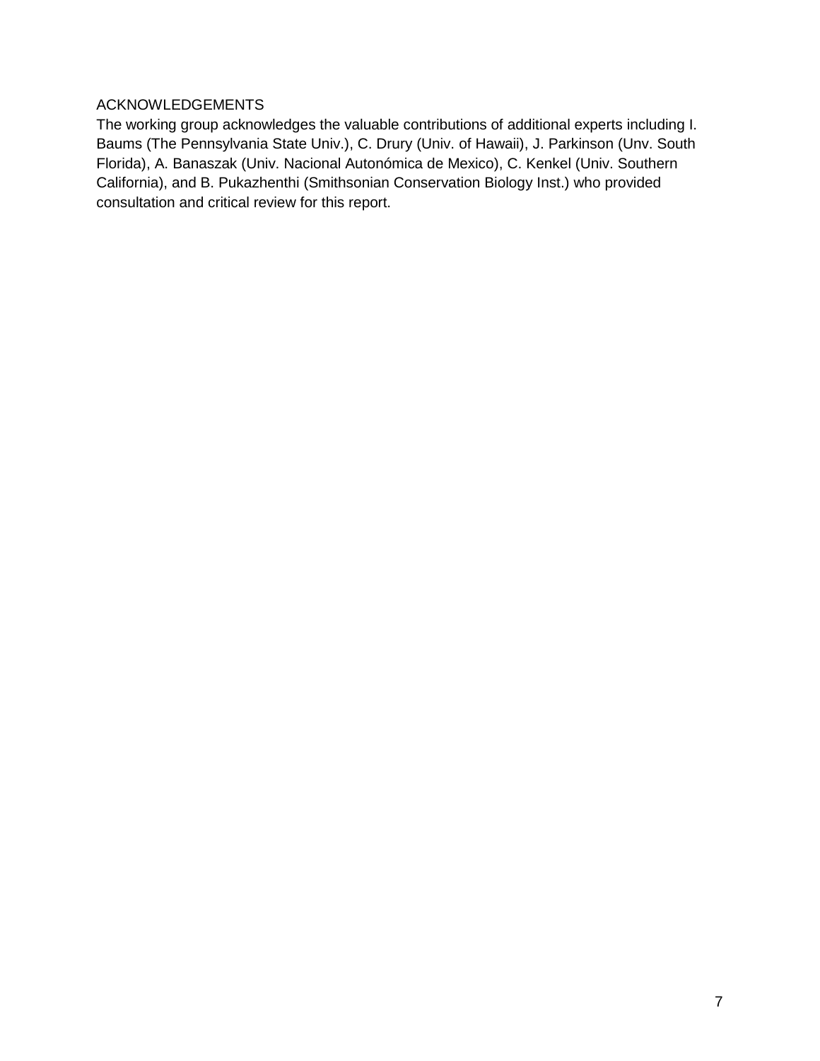## ACKNOWLEDGEMENTS

The working group acknowledges the valuable contributions of additional experts including I. Baums (The Pennsylvania State Univ.), C. Drury (Univ. of Hawaii), J. Parkinson (Unv. South Florida), A. Banaszak (Univ. Nacional Autonómica de Mexico), C. Kenkel (Univ. Southern California), and B. Pukazhenthi (Smithsonian Conservation Biology Inst.) who provided consultation and critical review for this report.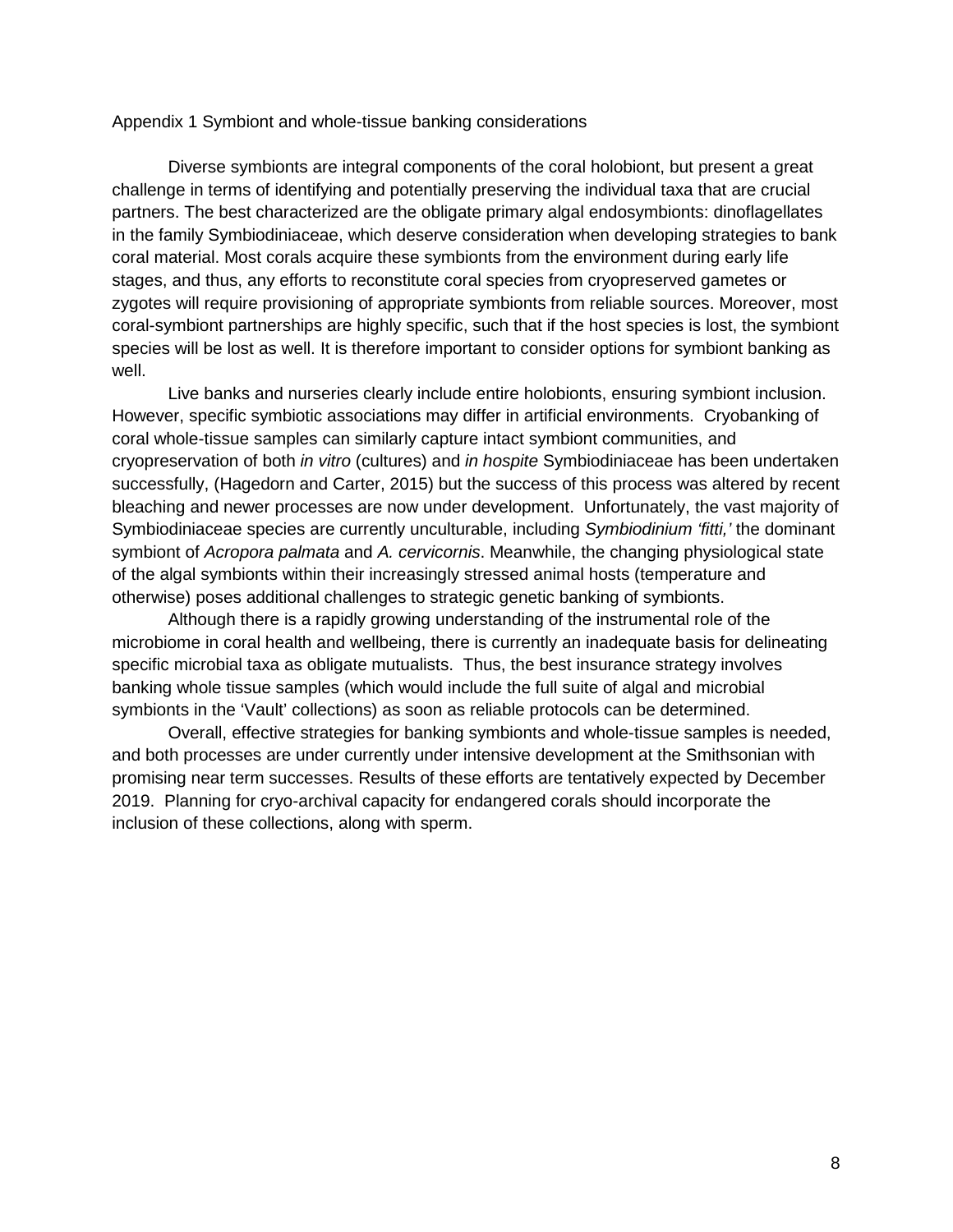## Appendix 1 Symbiont and whole-tissue banking considerations

Diverse symbionts are integral components of the coral holobiont, but present a great challenge in terms of identifying and potentially preserving the individual taxa that are crucial partners. The best characterized are the obligate primary algal endosymbionts: dinoflagellates in the family Symbiodiniaceae, which deserve consideration when developing strategies to bank coral material. Most corals acquire these symbionts from the environment during early life stages, and thus, any efforts to reconstitute coral species from cryopreserved gametes or zygotes will require provisioning of appropriate symbionts from reliable sources. Moreover, most coral-symbiont partnerships are highly specific, such that if the host species is lost, the symbiont species will be lost as well. It is therefore important to consider options for symbiont banking as well.

Live banks and nurseries clearly include entire holobionts, ensuring symbiont inclusion. However, specific symbiotic associations may differ in artificial environments. Cryobanking of coral whole-tissue samples can similarly capture intact symbiont communities, and cryopreservation of both *in vitro* (cultures) and *in hospite* Symbiodiniaceae has been undertaken successfully, (Hagedorn and Carter, 2015) but the success of this process was altered by recent bleaching and newer processes are now under development. Unfortunately, the vast majority of Symbiodiniaceae species are currently unculturable, including *Symbiodinium 'fitti,'* the dominant symbiont of *Acropora palmata* and *A. cervicornis*. Meanwhile, the changing physiological state of the algal symbionts within their increasingly stressed animal hosts (temperature and otherwise) poses additional challenges to strategic genetic banking of symbionts.

Although there is a rapidly growing understanding of the instrumental role of the microbiome in coral health and wellbeing, there is currently an inadequate basis for delineating specific microbial taxa as obligate mutualists. Thus, the best insurance strategy involves banking whole tissue samples (which would include the full suite of algal and microbial symbionts in the 'Vault' collections) as soon as reliable protocols can be determined.

Overall, effective strategies for banking symbionts and whole-tissue samples is needed, and both processes are under currently under intensive development at the Smithsonian with promising near term successes. Results of these efforts are tentatively expected by December 2019. Planning for cryo-archival capacity for endangered corals should incorporate the inclusion of these collections, along with sperm.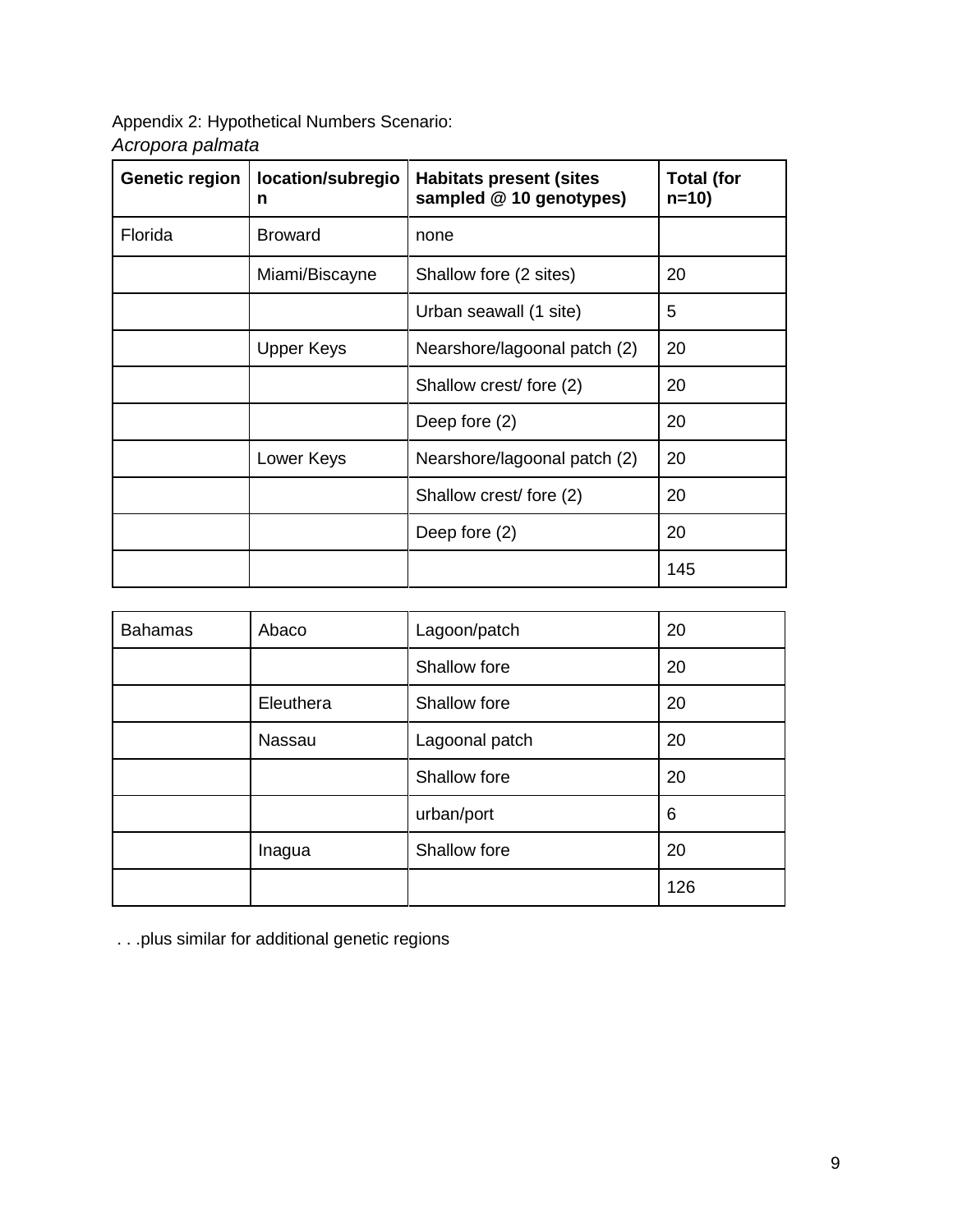Appendix 2: Hypothetical Numbers Scenario:

*Acropora palmata*

| Genetic region | location/subregion | Habitats present (sites sampled @ 10 genotypes) | Total (for n=10) |
|---|---|---|---|
| Florida | Broward | none | |
| | Miami/Biscayne | Shallow fore (2 sites) | 20 |
| | | Urban seawall (1 site) | 5 |
| | Upper Keys | Nearshore/lagoonal patch (2) | 20 |
| | | Shallow crest/ fore (2) | 20 |
| | | Deep fore (2) | 20 |
| | Lower Keys | Nearshore/lagoonal patch (2) | 20 |
| | | Shallow crest/ fore (2) | 20 |
| | | Deep fore (2) | 20 |
| | | | 145 |

| Bahamas | Abaco | Lagoon/patch | 20 |
|---|---|---|---|
| | | Shallow fore | 20 |
| | Eleuthera | Shallow fore | 20 |
| | Nassau | Lagoonal patch | 20 |
| | | Shallow fore | 20 |
| | | urban/port | 6 |
| | Inagua | Shallow fore | 20 |
| | | | 126 |

. . .plus similar for additional genetic regions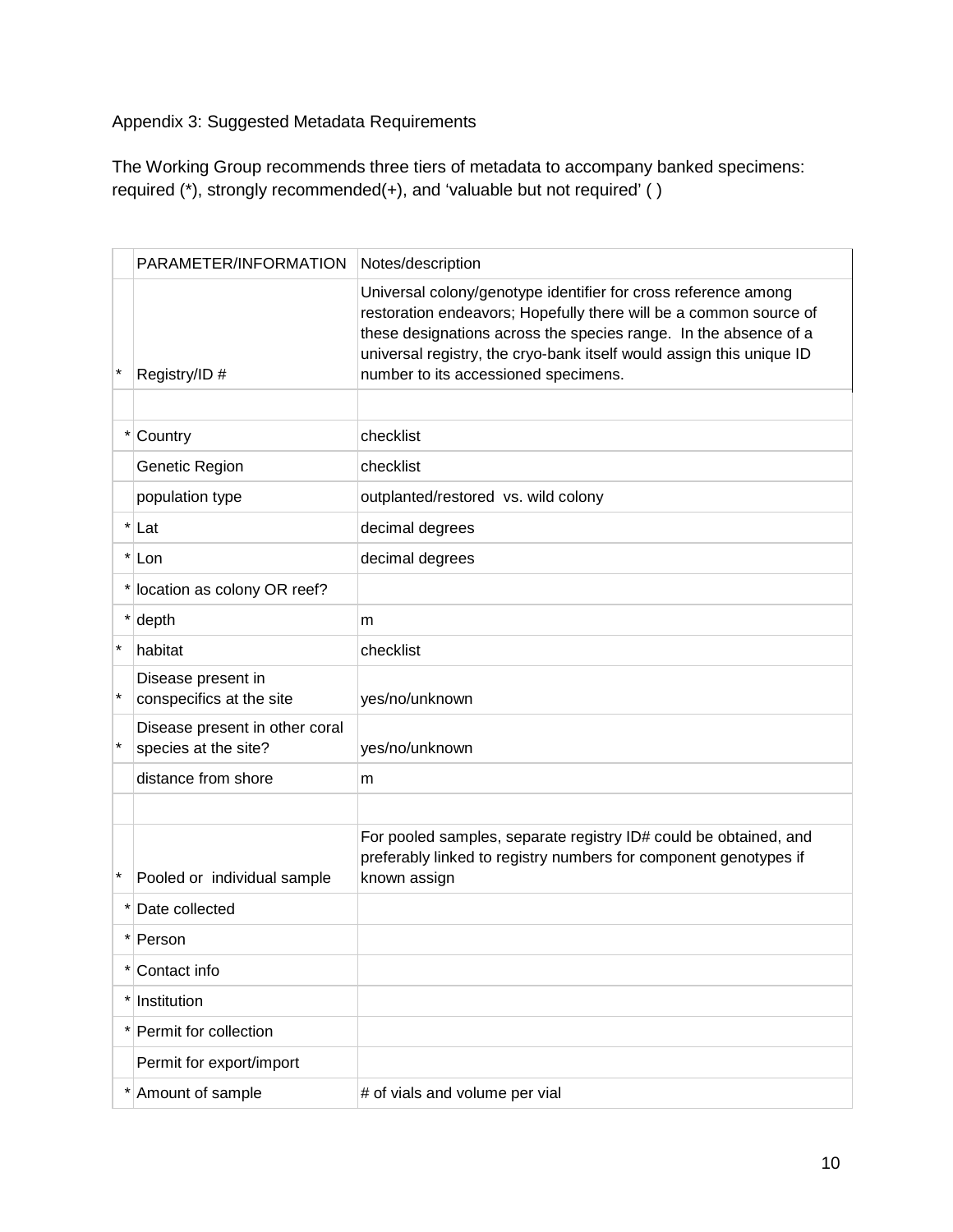Appendix 3: Suggested Metadata Requirements

The Working Group recommends three tiers of metadata to accompany banked specimens: required (*), strongly recommended(+), and 'valuable but not required' ( )

| | PARAMETER/INFORMATION | Notes/description |
|---|---|---|
| * | Registry/ID # | Universal colony/genotype identifier for cross reference among restoration endeavors; Hopefully there will be a common source of these designations across the species range. In the absence of a universal registry, the cryo-bank itself would assign this unique ID number to its accessioned specimens. |
| | | |
| * | Country | checklist |
| | Genetic Region | checklist |
| | population type | outplanted/restored vs. wild colony |
| * | Lat | decimal degrees |
| * | Lon | decimal degrees |
| * | location as colony OR reef? | |
| * | depth | m |
| * | habitat | checklist |
| * | Disease present in conspecifics at the site | yes/no/unknown |
| * | Disease present in other coral species at the site? | yes/no/unknown |
| | distance from shore | m |
| | | |
| * | Pooled or individual sample | For pooled samples, separate registry ID# could be obtained, and preferably linked to registry numbers for component genotypes if known assign |
| * | Date collected | |
| * | Person | |
| * | Contact info | |
| * | Institution | |
| * | Permit for collection | |
| | Permit for export/import | |
| * | Amount of sample | # of vials and volume per vial |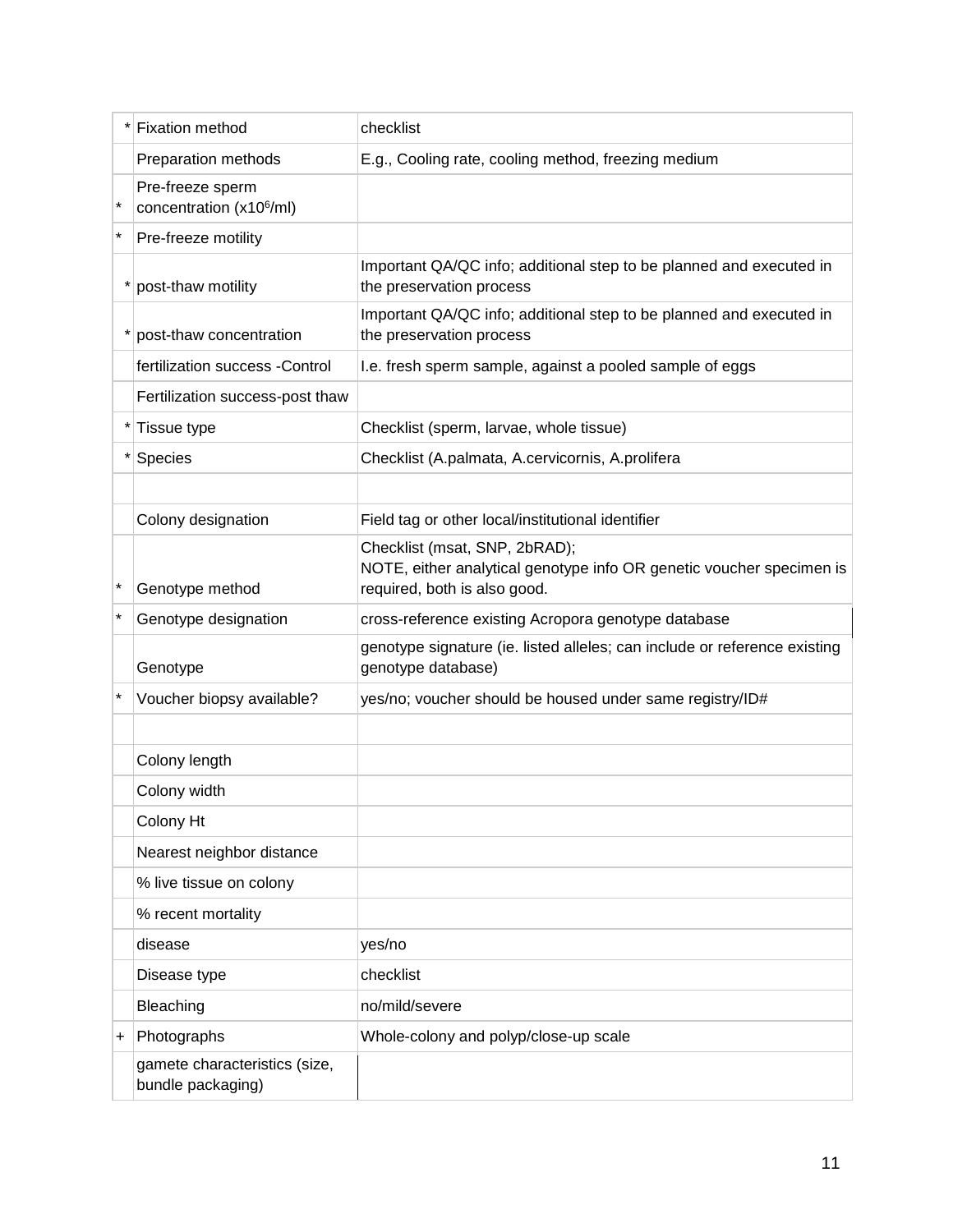| | | |
|---|---|---|
| * | Fixation method | checklist |
| | Preparation methods | E.g., Cooling rate, cooling method, freezing medium |
| * | Pre-freeze sperm concentration (x$10^6$/ml) | |
| * | Pre-freeze motility | |
| * | post-thaw motility | Important QA/QC info; additional step to be planned and executed in the preservation process |
| * | post-thaw concentration | Important QA/QC info; additional step to be planned and executed in the preservation process |
| | fertilization success -Control | I.e. fresh sperm sample, against a pooled sample of eggs |
| | Fertilization success-post thaw | |
| * | Tissue type | Checklist (sperm, larvae, whole tissue) |
| * | Species | Checklist (A.palmata, A.cervicornis, A.prolifera |
| | | |
| | Colony designation | Field tag or other local/institutional identifier |
| * | Genotype method | Checklist (msat, SNP, 2bRAD);<br>NOTE, either analytical genotype info OR genetic voucher specimen is required, both is also good. |
| * | Genotype designation | cross-reference existing Acropora genotype database |
| | Genotype | genotype signature (ie. listed alleles; can include or reference existing genotype database) |
| * | Voucher biopsy available? | yes/no; voucher should be housed under same registry/ID# |
| | | |
| | Colony length | |
| | Colony width | |
| | Colony Ht | |
| | Nearest neighbor distance | |
| | % live tissue on colony | |
| | % recent mortality | |
| | disease | yes/no |
| | Disease type | checklist |
| | Bleaching | no/mild/severe |
| + | Photographs | Whole-colony and polyp/close-up scale |
| | gamete characteristics (size, bundle packaging) | |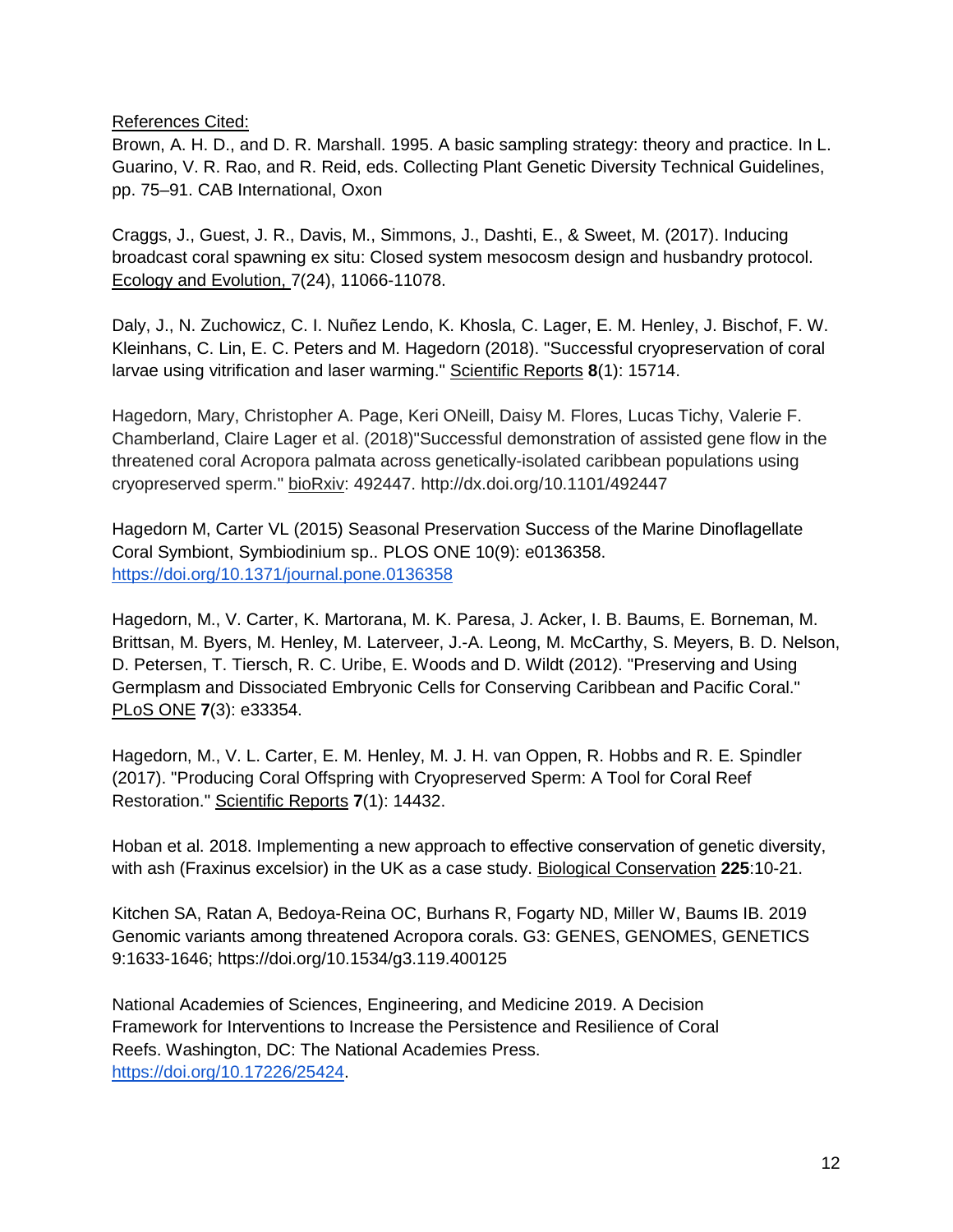References Cited:

Brown, A. H. D., and D. R. Marshall. 1995. A basic sampling strategy: theory and practice. In L. Guarino, V. R. Rao, and R. Reid, eds. Collecting Plant Genetic Diversity Technical Guidelines, pp. 75–91. CAB International, Oxon

Craggs, J., Guest, J. R., Davis, M., Simmons, J., Dashti, E., & Sweet, M. (2017). Inducing broadcast coral spawning ex situ: Closed system mesocosm design and husbandry protocol. Ecology and Evolution, 7(24), 11066-11078.

Daly, J., N. Zuchowicz, C. I. Nuñez Lendo, K. Khosla, C. Lager, E. M. Henley, J. Bischof, F. W. Kleinhans, C. Lin, E. C. Peters and M. Hagedorn (2018). "Successful cryopreservation of coral larvae using vitrification and laser warming." Scientific Reports **8**(1): 15714.

Hagedorn, Mary, Christopher A. Page, Keri ONeill, Daisy M. Flores, Lucas Tichy, Valerie F. Chamberland, Claire Lager et al. (2018)"Successful demonstration of assisted gene flow in the threatened coral Acropora palmata across genetically-isolated caribbean populations using cryopreserved sperm." bioRxiv: 492447. http://dx.doi.org/10.1101/492447

Hagedorn M, Carter VL (2015) Seasonal Preservation Success of the Marine Dinoflagellate Coral Symbiont, Symbiodinium sp.. PLOS ONE 10(9): e0136358. https://doi.org/10.1371/journal.pone.0136358

Hagedorn, M., V. Carter, K. Martorana, M. K. Paresa, J. Acker, I. B. Baums, E. Borneman, M. Brittsan, M. Byers, M. Henley, M. Laterveer, J.-A. Leong, M. McCarthy, S. Meyers, B. D. Nelson, D. Petersen, T. Tiersch, R. C. Uribe, E. Woods and D. Wildt (2012). "Preserving and Using Germplasm and Dissociated Embryonic Cells for Conserving Caribbean and Pacific Coral." PLoS ONE **7**(3): e33354.

Hagedorn, M., V. L. Carter, E. M. Henley, M. J. H. van Oppen, R. Hobbs and R. E. Spindler (2017). "Producing Coral Offspring with Cryopreserved Sperm: A Tool for Coral Reef Restoration." Scientific Reports **7**(1): 14432.

Hoban et al. 2018. Implementing a new approach to effective conservation of genetic diversity, with ash (Fraxinus excelsior) in the UK as a case study. Biological Conservation **225**:10-21.

Kitchen SA, Ratan A, Bedoya-Reina OC, Burhans R, Fogarty ND, Miller W, Baums IB. 2019 Genomic variants among threatened Acropora corals. G3: GENES, GENOMES, GENETICS 9:1633-1646; https://doi.org/10.1534/g3.119.400125

National Academies of Sciences, Engineering, and Medicine 2019. A Decision Framework for Interventions to Increase the Persistence and Resilience of Coral Reefs. Washington, DC: The National Academies Press. https://doi.org/10.17226/25424.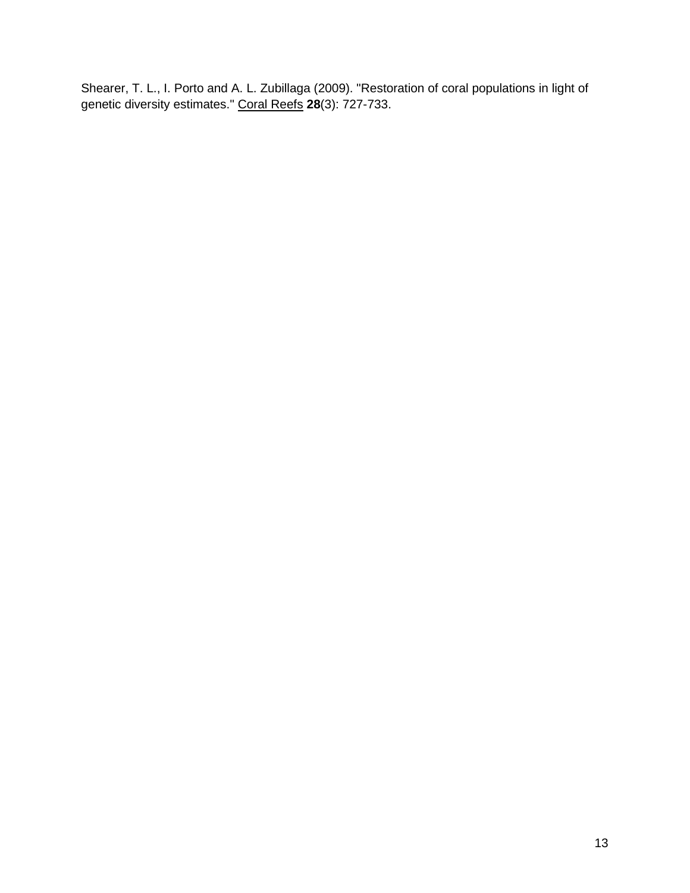Shearer, T. L., I. Porto and A. L. Zubillaga (2009). "Restoration of coral populations in light of genetic diversity estimates." Coral Reefs **28**(3): 727-733.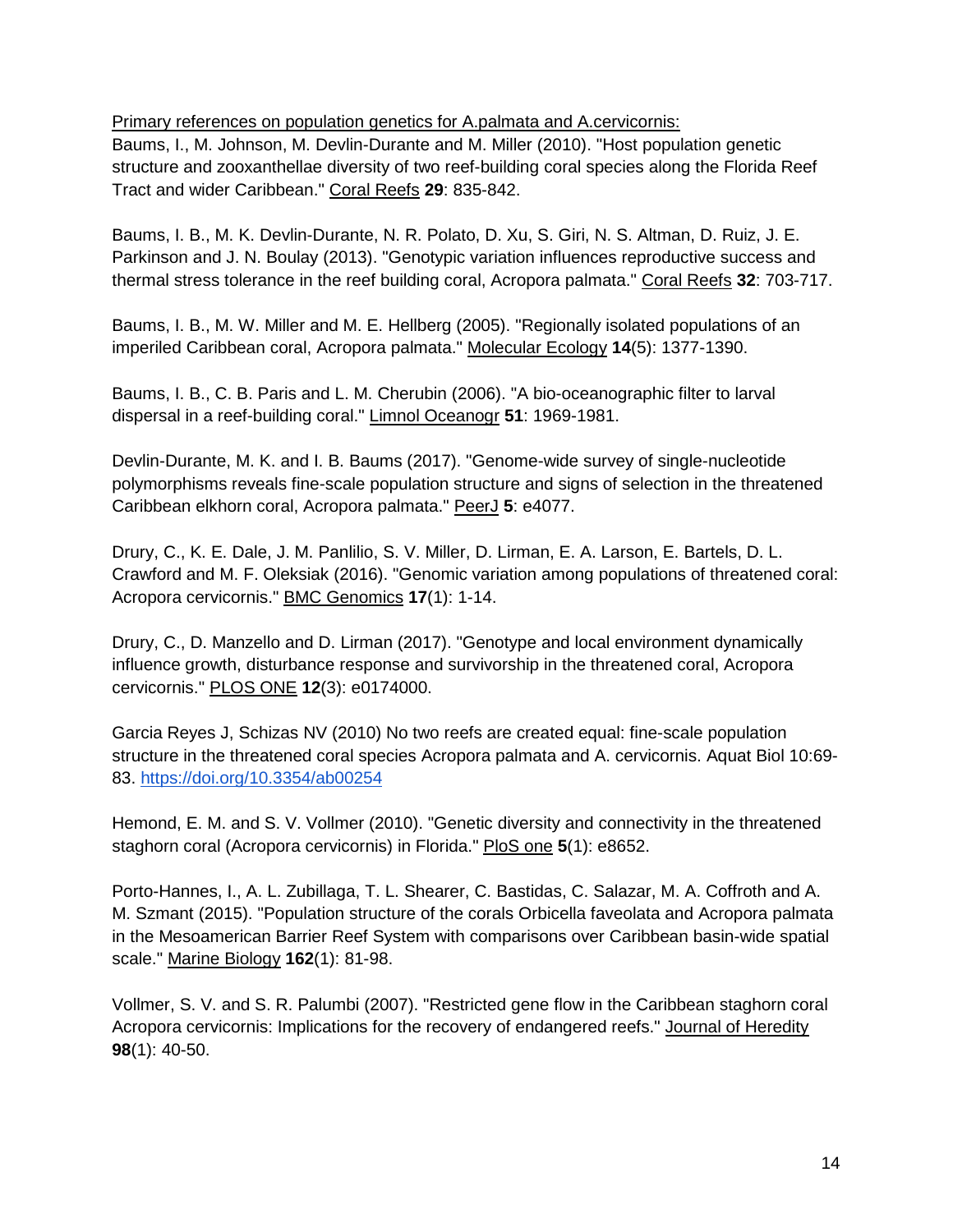Primary references on population genetics for A.palmata and A.cervicornis:

Baums, I., M. Johnson, M. Devlin-Durante and M. Miller (2010). "Host population genetic structure and zooxanthellae diversity of two reef-building coral species along the Florida Reef Tract and wider Caribbean." Coral Reefs **29**: 835-842.

Baums, I. B., M. K. Devlin-Durante, N. R. Polato, D. Xu, S. Giri, N. S. Altman, D. Ruiz, J. E. Parkinson and J. N. Boulay (2013). "Genotypic variation influences reproductive success and thermal stress tolerance in the reef building coral, Acropora palmata." Coral Reefs **32**: 703-717.

Baums, I. B., M. W. Miller and M. E. Hellberg (2005). "Regionally isolated populations of an imperiled Caribbean coral, Acropora palmata." Molecular Ecology **14**(5): 1377-1390.

Baums, I. B., C. B. Paris and L. M. Cherubin (2006). "A bio-oceanographic filter to larval dispersal in a reef-building coral." Limnol Oceanogr **51**: 1969-1981.

Devlin-Durante, M. K. and I. B. Baums (2017). "Genome-wide survey of single-nucleotide polymorphisms reveals fine-scale population structure and signs of selection in the threatened Caribbean elkhorn coral, Acropora palmata." PeerJ **5**: e4077.

Drury, C., K. E. Dale, J. M. Panlilio, S. V. Miller, D. Lirman, E. A. Larson, E. Bartels, D. L. Crawford and M. F. Oleksiak (2016). "Genomic variation among populations of threatened coral: Acropora cervicornis." BMC Genomics **17**(1): 1-14.

Drury, C., D. Manzello and D. Lirman (2017). "Genotype and local environment dynamically influence growth, disturbance response and survivorship in the threatened coral, Acropora cervicornis." PLOS ONE **12**(3): e0174000.

Garcia Reyes J, Schizas NV (2010) No two reefs are created equal: fine-scale population structure in the threatened coral species Acropora palmata and A. cervicornis. Aquat Biol 10:69-83. https://doi.org/10.3354/ab00254

Hemond, E. M. and S. V. Vollmer (2010). "Genetic diversity and connectivity in the threatened staghorn coral (Acropora cervicornis) in Florida." PloS one **5**(1): e8652.

Porto-Hannes, I., A. L. Zubillaga, T. L. Shearer, C. Bastidas, C. Salazar, M. A. Coffroth and A. M. Szmant (2015). "Population structure of the corals Orbicella faveolata and Acropora palmata in the Mesoamerican Barrier Reef System with comparisons over Caribbean basin-wide spatial scale." Marine Biology **162**(1): 81-98.

Vollmer, S. V. and S. R. Palumbi (2007). "Restricted gene flow in the Caribbean staghorn coral Acropora cervicornis: Implications for the recovery of endangered reefs." Journal of Heredity **98**(1): 40-50.